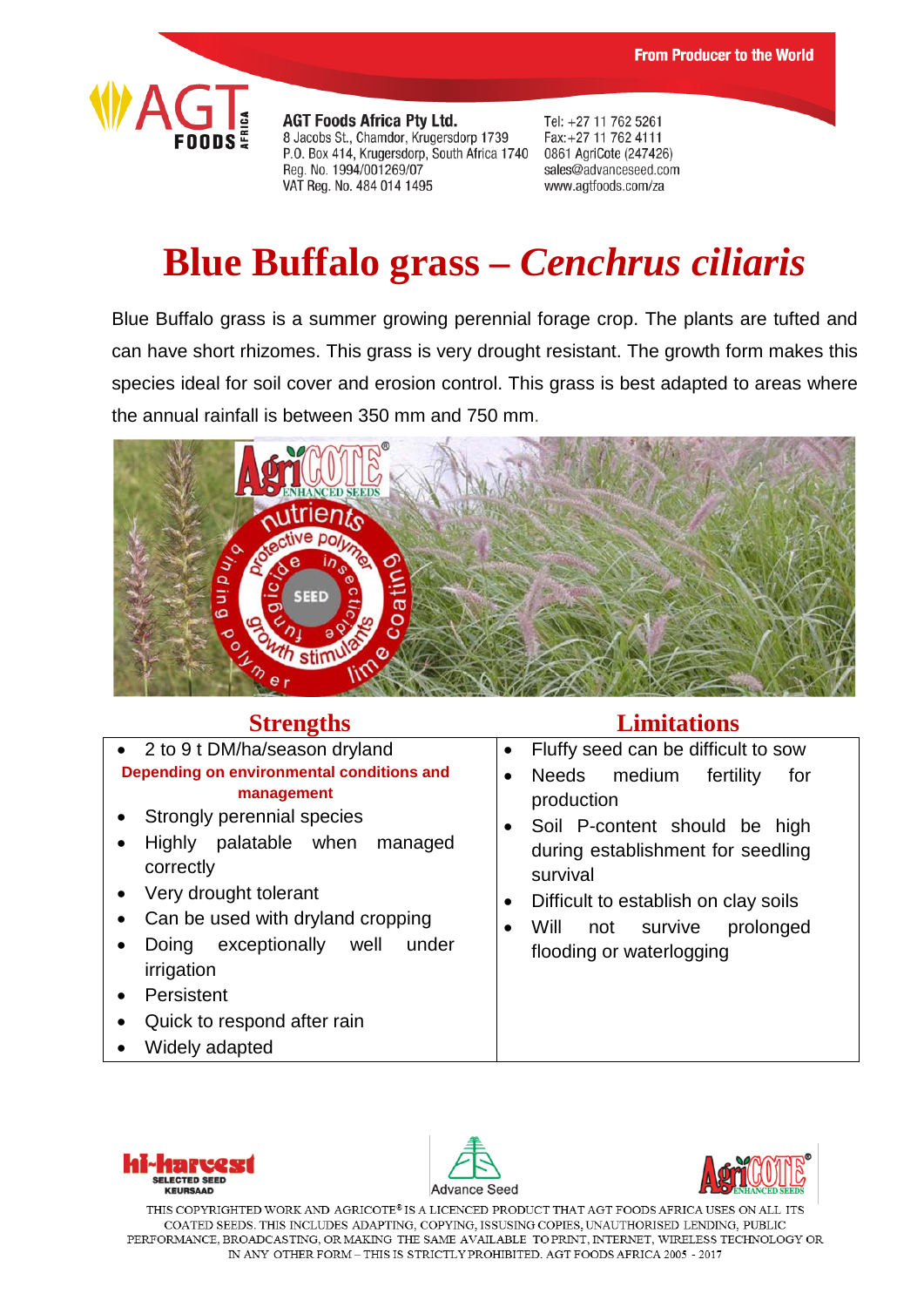From Producer to the World

**AGT Foods Africa Pty Ltd.**
8 Jacobs St., Chamdor, Krugersdorp 1739
P.O. Box 414, Krugersdorp, South Africa 1740
Reg. No. 1994/001269/07
VAT Reg. No. 484 014 1495

Tel: +27 11 762 5261
Fax:+27 11 762 4111
0861 AgriCote (247426)
sales@advanceseed.com
www.agtfoods.com/za

# Blue Buffalo grass – *Cenchrus ciliaris*

Blue Buffalo grass is a summer growing perennial forage crop. The plants are tufted and can have short rhizomes. This grass is very drought resistant. The growth form makes this species ideal for soil cover and erosion control. This grass is best adapted to areas where the annual rainfall is between 350 mm and 750 mm.

| Strengths | Limitations |
|---|---|
| • 2 to 9 t DM/ha/season dryland<br>**Depending on environmental conditions and management**<br>• Strongly perennial species<br>• Highly palatable when managed correctly<br>• Very drought tolerant<br>• Can be used with dryland cropping<br>• Doing exceptionally well under irrigation<br>• Persistent<br>• Quick to respond after rain<br>• Widely adapted | • Fluffy seed can be difficult to sow<br>• Needs medium fertility for production<br>• Soil P-content should be high during establishment for seedling survival<br>• Difficult to establish on clay soils<br>• Will not survive prolonged flooding or waterlogging |

THIS COPYRIGHTED WORK AND AGRICOTE® IS A LICENCED PRODUCT THAT AGT FOODS AFRICA USES ON ALL ITS COATED SEEDS. THIS INCLUDES ADAPTING, COPYING, ISSUSING COPIES, UNAUTHORISED LENDING, PUBLIC PERFORMANCE, BROADCASTING, OR MAKING THE SAME AVAILABLE TO PRINT, INTERNET, WIRELESS TECHNOLOGY OR IN ANY OTHER FORM – THIS IS STRICTLY PROHIBITED. AGT FOODS AFRICA 2005 - 2017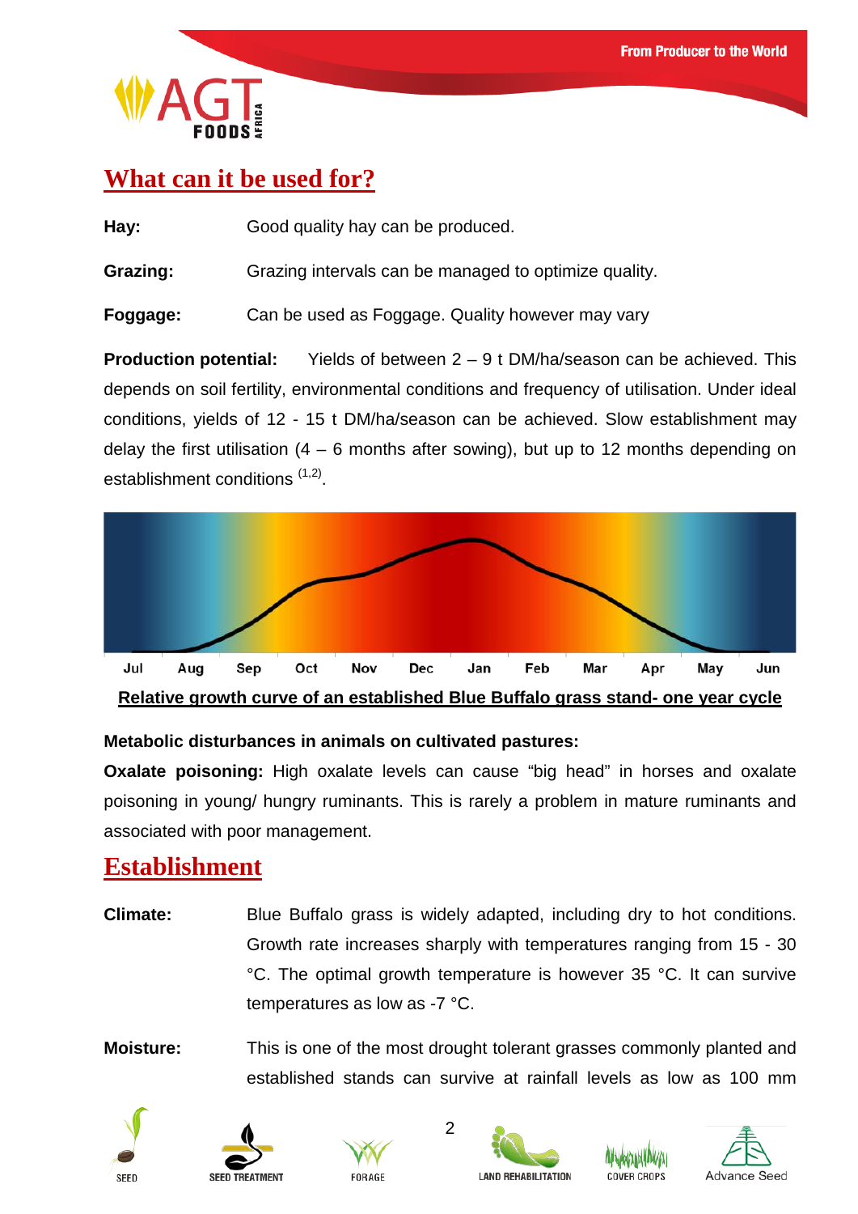## What can it be used for?

**Hay:** Good quality hay can be produced.

**Grazing:** Grazing intervals can be managed to optimize quality.

**Foggage:** Can be used as Foggage. Quality however may vary

**Production potential:** Yields of between 2 – 9 t DM/ha/season can be achieved. This depends on soil fertility, environmental conditions and frequency of utilisation. Under ideal conditions, yields of 12 - 15 t DM/ha/season can be achieved. Slow establishment may delay the first utilisation (4 – 6 months after sowing), but up to 12 months depending on establishment conditions [1,2].

Jul Aug Sep Oct Nov Dec Jan Feb Mar Apr May Jun

**Relative growth curve of an established Blue Buffalo grass stand- one year cycle**

**Metabolic disturbances in animals on cultivated pastures:**

**Oxalate poisoning:** High oxalate levels can cause "big head" in horses and oxalate poisoning in young/ hungry ruminants. This is rarely a problem in mature ruminants and associated with poor management.

## Establishment

**Climate:** Blue Buffalo grass is widely adapted, including dry to hot conditions. Growth rate increases sharply with temperatures ranging from 15 - 30 °C. The optimal growth temperature is however 35 °C. It can survive temperatures as low as -7 °C.

**Moisture:** This is one of the most drought tolerant grasses commonly planted and established stands can survive at rainfall levels as low as 100 mm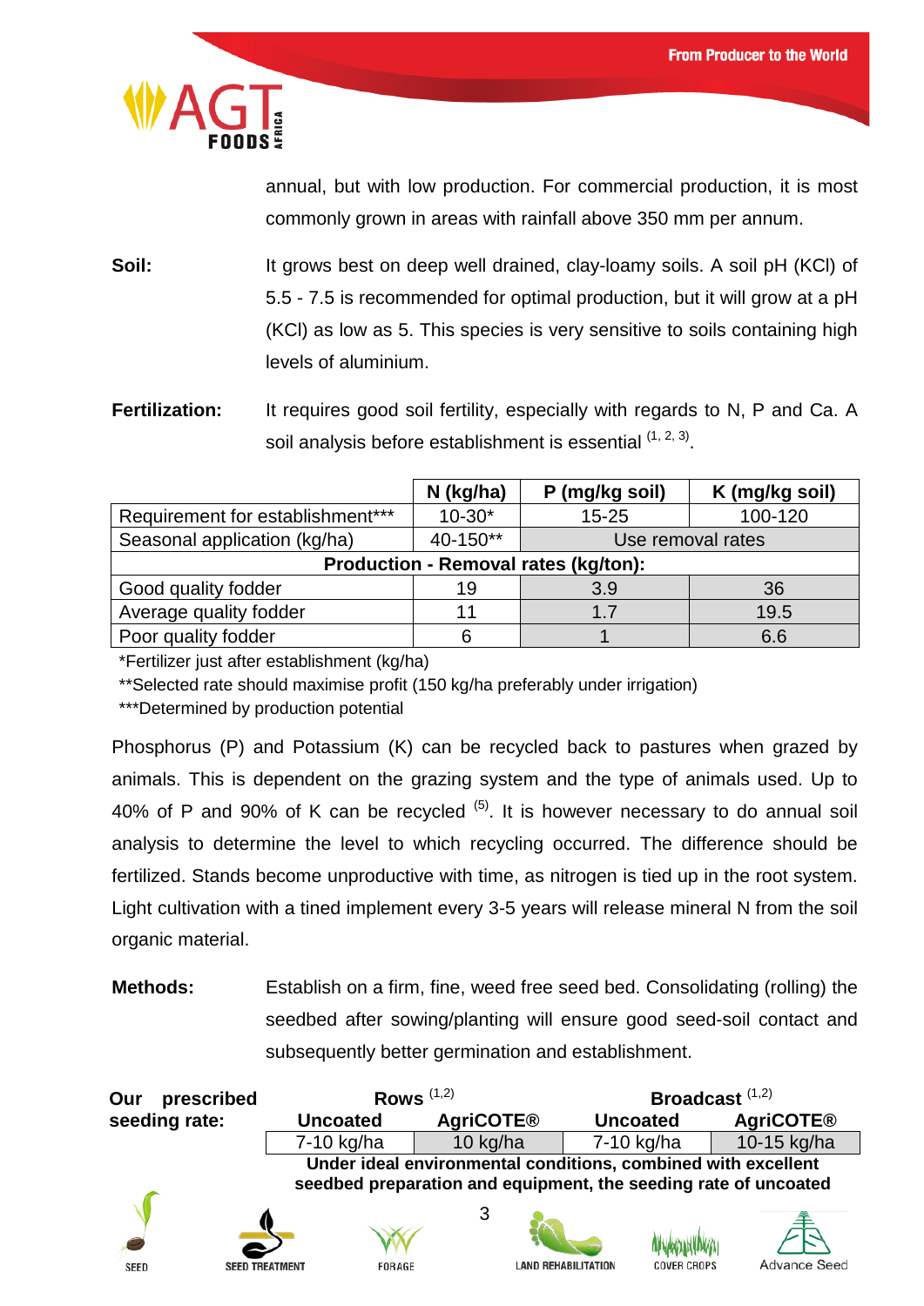annual, but with low production. For commercial production, it is most commonly grown in areas with rainfall above 350 mm per annum.

**Soil:** It grows best on deep well drained, clay-loamy soils. A soil pH (KCl) of 5.5 - 7.5 is recommended for optimal production, but it will grow at a pH (KCl) as low as 5. This species is very sensitive to soils containing high levels of aluminium.

**Fertilization:** It requires good soil fertility, especially with regards to N, P and Ca. A soil analysis before establishment is essential [1, 2, 3].

| | N (kg/ha) | P (mg/kg soil) | K (mg/kg soil) |
|---|---|---|---|
| Requirement for establishment*** | 10-30* | 15-25 | 100-120 |
| Seasonal application (kg/ha) | 40-150** | Use removal rates | |
| **Production - Removal rates (kg/ton):** | | | |
| Good quality fodder | 19 | 3.9 | 36 |
| Average quality fodder | 11 | 1.7 | 19.5 |
| Poor quality fodder | 6 | 1 | 6.6 |

*Fertilizer just after establishment (kg/ha)
**Selected rate should maximise profit (150 kg/ha preferably under irrigation)
***Determined by production potential

Phosphorus (P) and Potassium (K) can be recycled back to pastures when grazed by animals. This is dependent on the grazing system and the type of animals used. Up to 40% of P and 90% of K can be recycled [5]. It is however necessary to do annual soil analysis to determine the level to which recycling occurred. The difference should be fertilized. Stands become unproductive with time, as nitrogen is tied up in the root system. Light cultivation with a tined implement every 3-5 years will release mineral N from the soil organic material.

**Methods:** Establish on a firm, fine, weed free seed bed. Consolidating (rolling) the seedbed after sowing/planting will ensure good seed-soil contact and subsequently better germination and establishment.

**Our prescribed seeding rate:**

| Rows [1,2] | | Broadcast [1,2] | |
|---|---|---|---|
| **Uncoated** | **AgriCOTE®** | **Uncoated** | **AgriCOTE®** |
| 7-10 kg/ha | 10 kg/ha | 7-10 kg/ha | 10-15 kg/ha |

**Under ideal environmental conditions, combined with excellent seedbed preparation and equipment, the seeding rate of uncoated**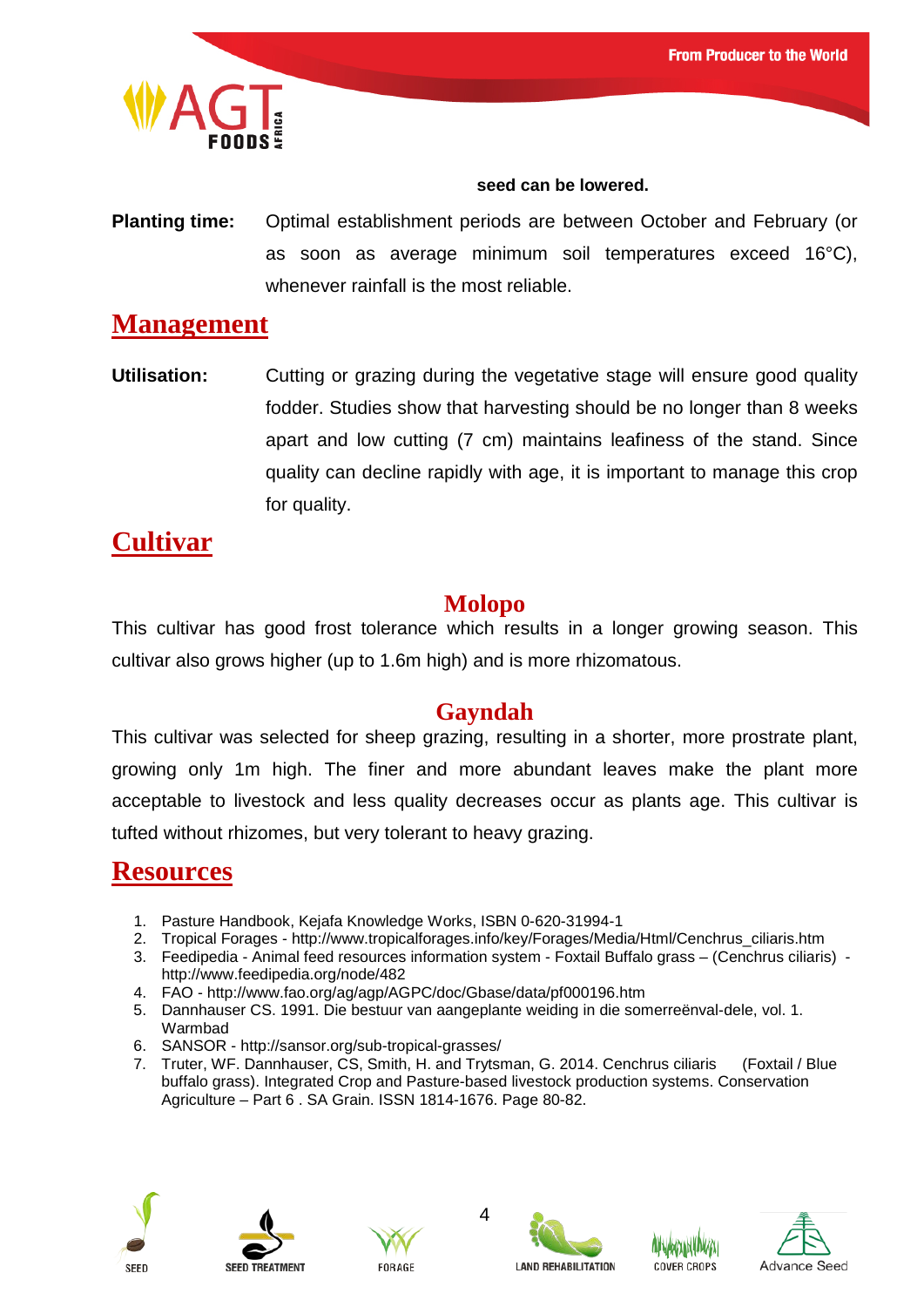**seed can be lowered.**

**Planting time:** Optimal establishment periods are between October and February (or as soon as average minimum soil temperatures exceed 16°C), whenever rainfall is the most reliable.

## Management

**Utilisation:** Cutting or grazing during the vegetative stage will ensure good quality fodder. Studies show that harvesting should be no longer than 8 weeks apart and low cutting (7 cm) maintains leafiness of the stand. Since quality can decline rapidly with age, it is important to manage this crop for quality.

## Cultivar

### Molopo

This cultivar has good frost tolerance which results in a longer growing season. This cultivar also grows higher (up to 1.6m high) and is more rhizomatous.

### Gayndah

This cultivar was selected for sheep grazing, resulting in a shorter, more prostrate plant, growing only 1m high. The finer and more abundant leaves make the plant more acceptable to livestock and less quality decreases occur as plants age. This cultivar is tufted without rhizomes, but very tolerant to heavy grazing.

## Resources

1. Pasture Handbook, Kejafa Knowledge Works, ISBN 0-620-31994-1
2. Tropical Forages - http://www.tropicalforages.info/key/Forages/Media/Html/Cenchrus_ciliaris.htm
3. Feedipedia - Animal feed resources information system - Foxtail Buffalo grass – (Cenchrus ciliaris) - http://www.feedipedia.org/node/482
4. FAO - http://www.fao.org/ag/agp/AGPC/doc/Gbase/data/pf000196.htm
5. Dannhauser CS. 1991. Die bestuur van aangeplante weiding in die somerreënval-dele, vol. 1. Warmbad
6. SANSOR - http://sansor.org/sub-tropical-grasses/
7. Truter, WF. Dannhauser, CS, Smith, H. and Trytsman, G. 2014. Cenchrus ciliaris (Foxtail / Blue buffalo grass). Integrated Crop and Pasture-based livestock production systems. Conservation Agriculture – Part 6 . SA Grain. ISSN 1814-1676. Page 80-82.